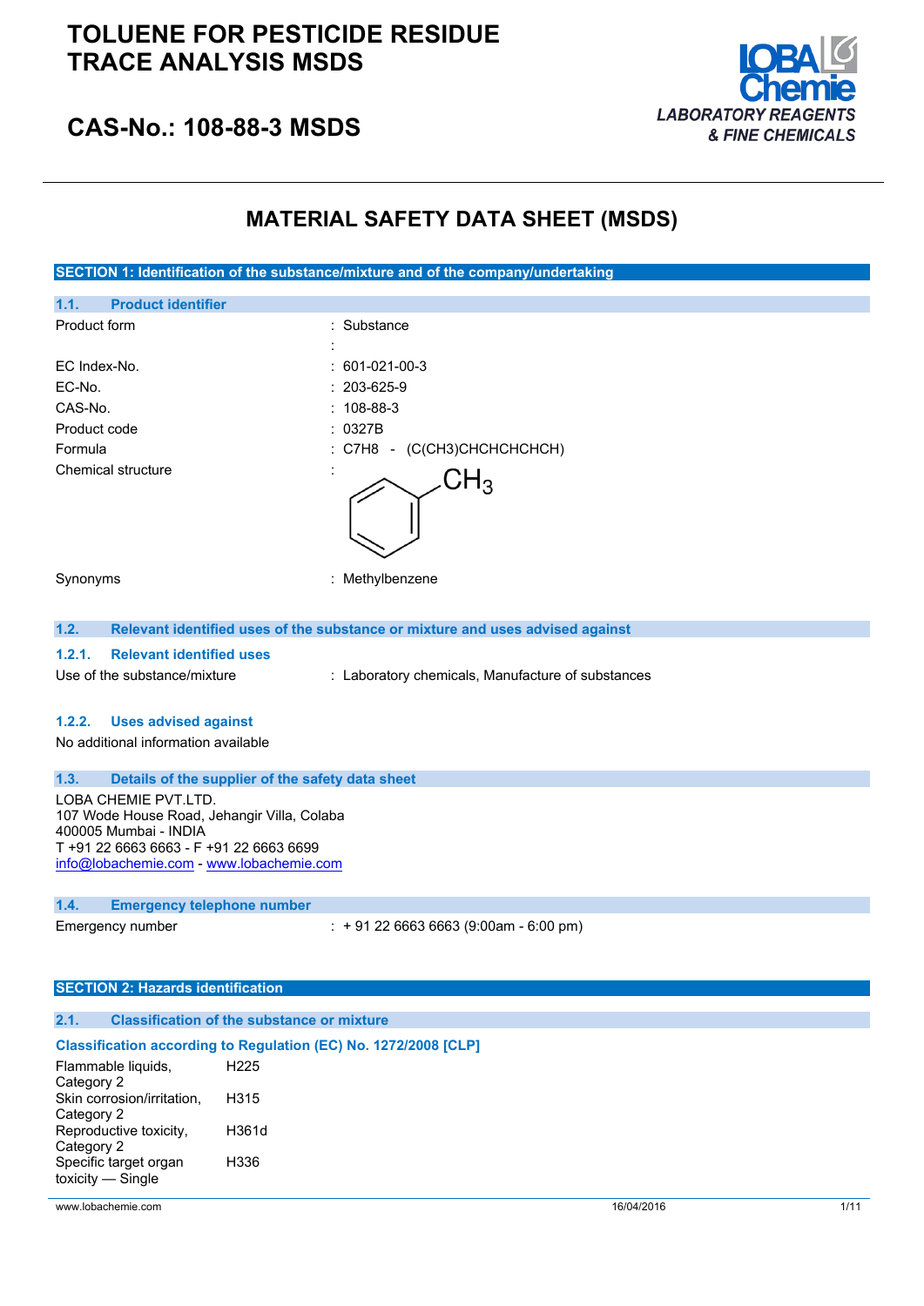# TOLUENE FOR PESTICIDE RESIDUE TRACE ANALYSIS MSDS

## CAS-No.: 108-88-3 MSDS

LOBA Chemie
LABORATORY REAGENTS & FINE CHEMICALS

# MATERIAL SAFETY DATA SHEET (MSDS)

## SECTION 1: Identification of the substance/mixture and of the company/undertaking

### 1.1. Product identifier

| | |
|---|---|
| Product form | : Substance |
| | : |
| EC Index-No. | : 601-021-00-3 |
| EC-No. | : 203-625-9 |
| CAS-No. | : 108-88-3 |
| Product code | : 0327B |
| Formula | : $C_7H_8$ - (C(CH3)CHCHCHCHCH) |
| Chemical structure | : |
| Synonyms | : Methylbenzene |

### 1.2. Relevant identified uses of the substance or mixture and uses advised against

#### 1.2.1. Relevant identified uses

Use of the substance/mixture : Laboratory chemicals, Manufacture of substances

#### 1.2.2. Uses advised against

No additional information available

### 1.3. Details of the supplier of the safety data sheet

LOBA CHEMIE PVT.LTD.
107 Wode House Road, Jehangir Villa, Colaba
400005 Mumbai - INDIA
T +91 22 6663 6663 - F +91 22 6663 6699
info@lobachemie.com - www.lobachemie.com

### 1.4. Emergency telephone number

Emergency number : + 91 22 6663 6663 (9:00am - 6:00 pm)

## SECTION 2: Hazards identification

### 2.1. Classification of the substance or mixture

**Classification according to Regulation (EC) No. 1272/2008 [CLP]**

| | |
|---|---|
| Flammable liquids, Category 2 | H225 |
| Skin corrosion/irritation, Category 2 | H315 |
| Reproductive toxicity, Category 2 | H361d |
| Specific target organ toxicity — Single | H336 |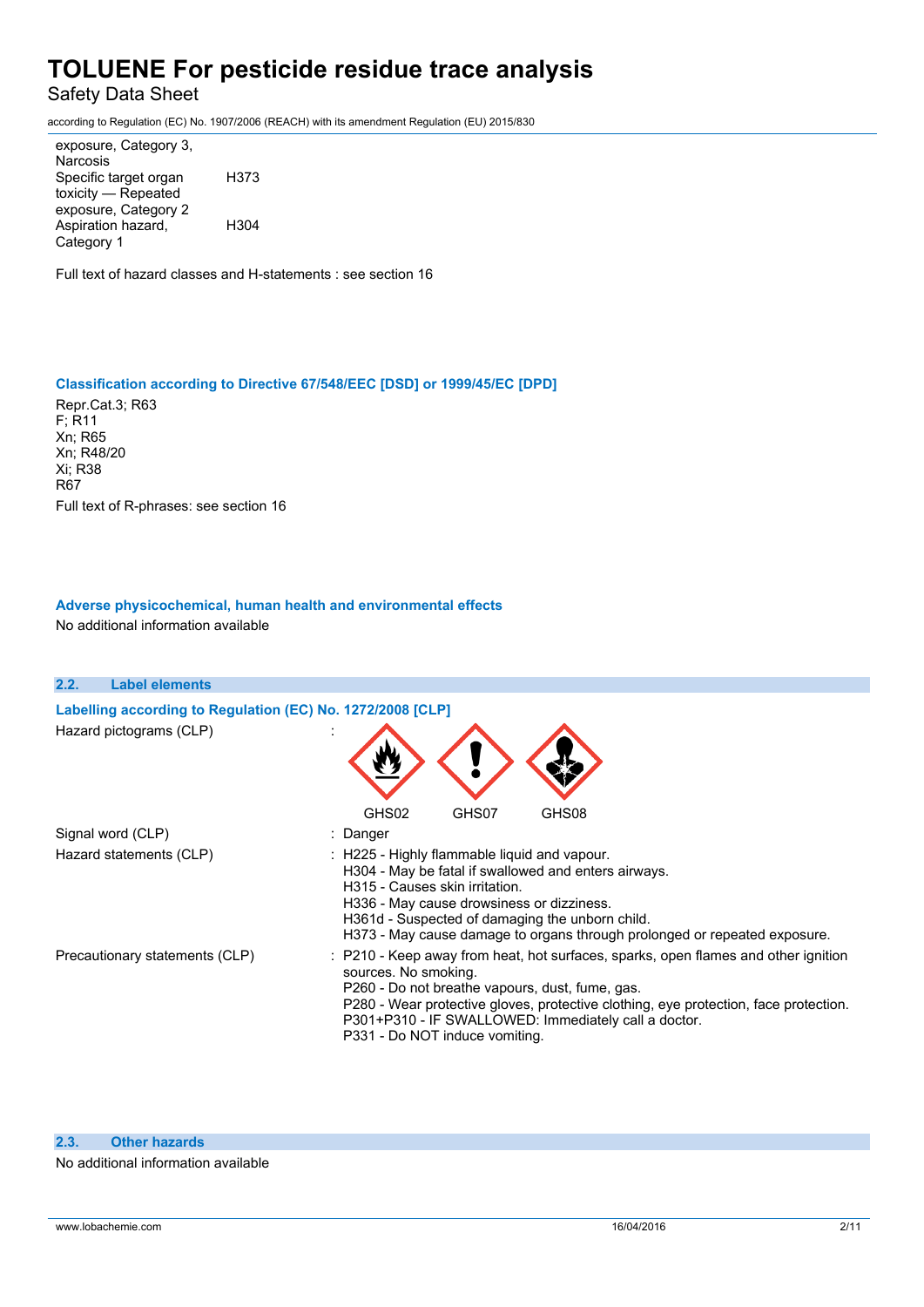| | |
|---|---|
| exposure, Category 3, Narcosis | |
| Specific target organ toxicity — Repeated exposure, Category 2 | H373 |
| Aspiration hazard, Category 1 | H304 |

Full text of hazard classes and H-statements : see section 16

### Classification according to Directive 67/548/EEC [DSD] or 1999/45/EC [DPD]

Repr.Cat.3; R63
F; R11
Xn; R65
Xn; R48/20
Xi; R38
R67

Full text of R-phrases: see section 16

### Adverse physicochemical, human health and environmental effects

No additional information available

## 2.2. Label elements

### Labelling according to Regulation (EC) No. 1272/2008 [CLP]

Hazard pictograms (CLP) : GHS02 GHS07 GHS08

Signal word (CLP) : Danger

Hazard statements (CLP) :
- H225 - Highly flammable liquid and vapour.
- H304 - May be fatal if swallowed and enters airways.
- H315 - Causes skin irritation.
- H336 - May cause drowsiness or dizziness.
- H361d - Suspected of damaging the unborn child.
- H373 - May cause damage to organs through prolonged or repeated exposure.

Precautionary statements (CLP) :
- P210 - Keep away from heat, hot surfaces, sparks, open flames and other ignition sources. No smoking.
- P260 - Do not breathe vapours, dust, fume, gas.
- P280 - Wear protective gloves, protective clothing, eye protection, face protection.
- P301+P310 - IF SWALLOWED: Immediately call a doctor.
- P331 - Do NOT induce vomiting.

## 2.3. Other hazards

No additional information available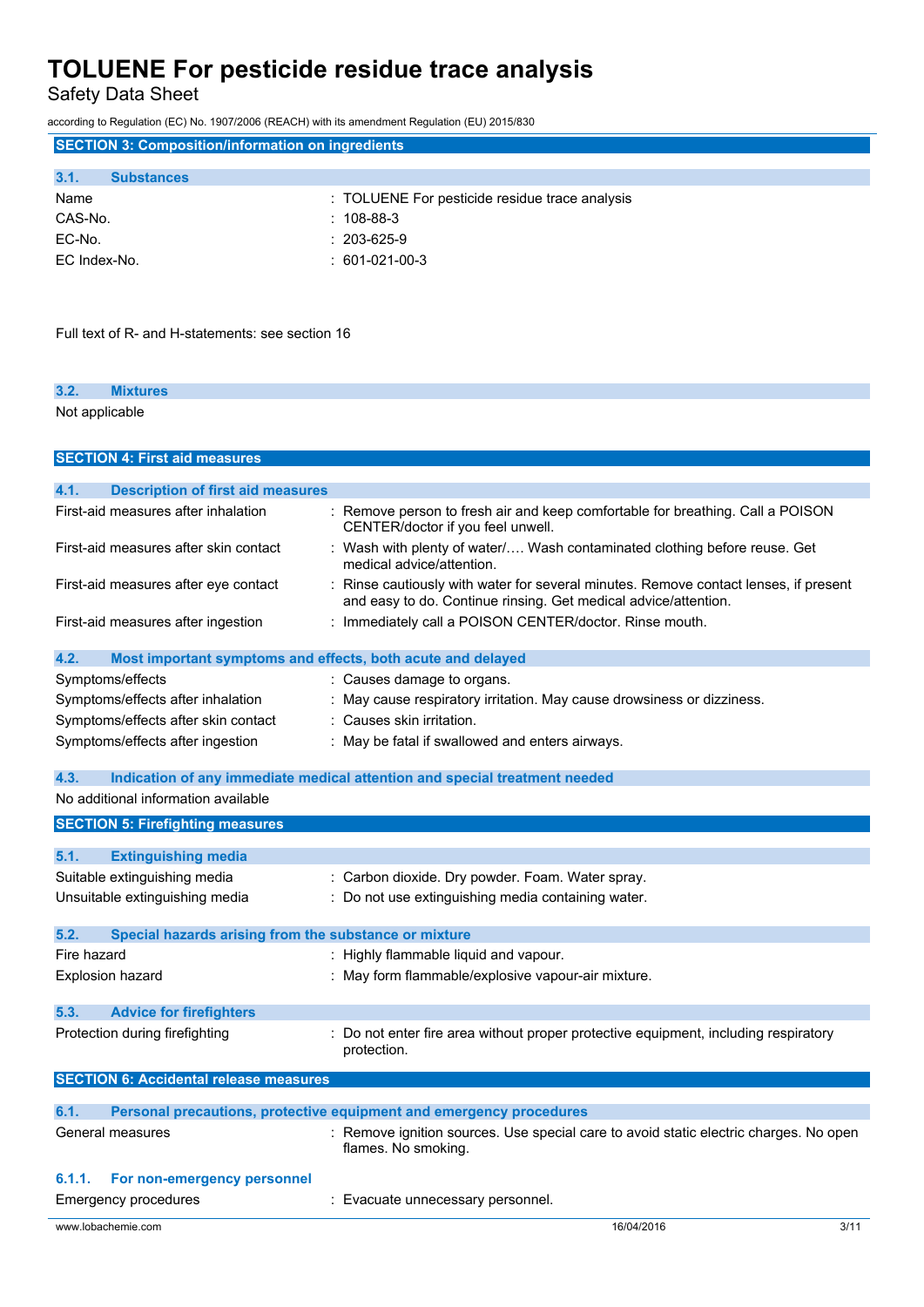## SECTION 3: Composition/information on ingredients

### 3.1. Substances

| | |
|---|---|
| Name | : TOLUENE For pesticide residue trace analysis |
| CAS-No. | : 108-88-3 |
| EC-No. | : 203-625-9 |
| EC Index-No. | : 601-021-00-3 |

Full text of R- and H-statements: see section 16

### 3.2. Mixtures

Not applicable

## SECTION 4: First aid measures

### 4.1. Description of first aid measures

| | |
|---|---|
| First-aid measures after inhalation | : Remove person to fresh air and keep comfortable for breathing. Call a POISON CENTER/doctor if you feel unwell. |
| First-aid measures after skin contact | : Wash with plenty of water/…. Wash contaminated clothing before reuse. Get medical advice/attention. |
| First-aid measures after eye contact | : Rinse cautiously with water for several minutes. Remove contact lenses, if present and easy to do. Continue rinsing. Get medical advice/attention. |
| First-aid measures after ingestion | : Immediately call a POISON CENTER/doctor. Rinse mouth. |

### 4.2. Most important symptoms and effects, both acute and delayed

| | |
|---|---|
| Symptoms/effects | : Causes damage to organs. |
| Symptoms/effects after inhalation | : May cause respiratory irritation. May cause drowsiness or dizziness. |
| Symptoms/effects after skin contact | : Causes skin irritation. |
| Symptoms/effects after ingestion | : May be fatal if swallowed and enters airways. |

### 4.3. Indication of any immediate medical attention and special treatment needed

No additional information available

## SECTION 5: Firefighting measures

### 5.1. Extinguishing media

| | |
|---|---|
| Suitable extinguishing media | : Carbon dioxide. Dry powder. Foam. Water spray. |
| Unsuitable extinguishing media | : Do not use extinguishing media containing water. |

### 5.2. Special hazards arising from the substance or mixture

| | |
|---|---|
| Fire hazard | : Highly flammable liquid and vapour. |
| Explosion hazard | : May form flammable/explosive vapour-air mixture. |

### 5.3. Advice for firefighters

| | |
|---|---|
| Protection during firefighting | : Do not enter fire area without proper protective equipment, including respiratory protection. |

## SECTION 6: Accidental release measures

### 6.1. Personal precautions, protective equipment and emergency procedures

| | |
|---|---|
| General measures | : Remove ignition sources. Use special care to avoid static electric charges. No open flames. No smoking. |

#### 6.1.1. For non-emergency personnel

| | |
|---|---|
| Emergency procedures | : Evacuate unnecessary personnel. |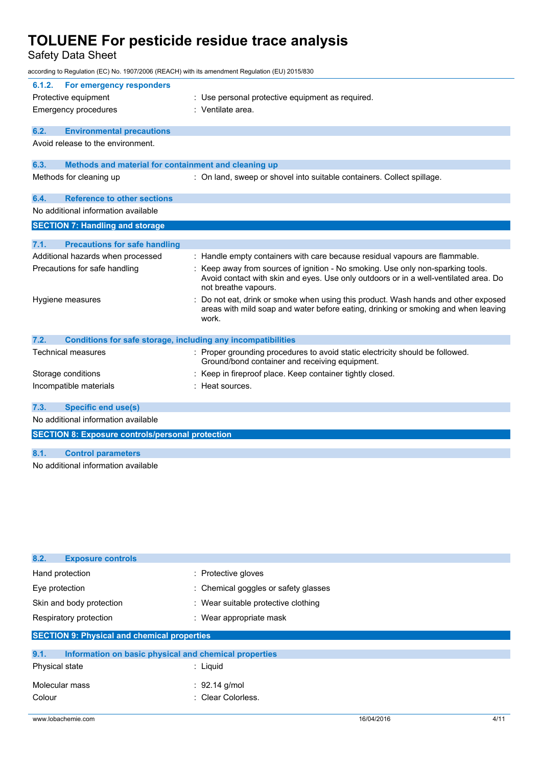#### 6.1.2. For emergency responders

| | |
|---|---|
| Protective equipment | : Use personal protective equipment as required. |
| Emergency procedures | : Ventilate area. |

### 6.2. Environmental precautions

Avoid release to the environment.

### 6.3. Methods and material for containment and cleaning up

| | |
|---|---|
| Methods for cleaning up | : On land, sweep or shovel into suitable containers. Collect spillage. |

### 6.4. Reference to other sections

No additional information available

## SECTION 7: Handling and storage

### 7.1. Precautions for safe handling

| | |
|---|---|
| Additional hazards when processed | : Handle empty containers with care because residual vapours are flammable. |
| Precautions for safe handling | : Keep away from sources of ignition - No smoking. Use only non-sparking tools. Avoid contact with skin and eyes. Use only outdoors or in a well-ventilated area. Do not breathe vapours. |
| Hygiene measures | : Do not eat, drink or smoke when using this product. Wash hands and other exposed areas with mild soap and water before eating, drinking or smoking and when leaving work. |

### 7.2. Conditions for safe storage, including any incompatibilities

| | |
|---|---|
| Technical measures | : Proper grounding procedures to avoid static electricity should be followed. Ground/bond container and receiving equipment. |
| Storage conditions | : Keep in fireproof place. Keep container tightly closed. |
| Incompatible materials | : Heat sources. |

### 7.3. Specific end use(s)

No additional information available

## SECTION 8: Exposure controls/personal protection

### 8.1. Control parameters

No additional information available

### 8.2. Exposure controls

| | |
|---|---|
| Hand protection | : Protective gloves |
| Eye protection | : Chemical goggles or safety glasses |
| Skin and body protection | : Wear suitable protective clothing |
| Respiratory protection | : Wear appropriate mask |

## SECTION 9: Physical and chemical properties

### 9.1. Information on basic physical and chemical properties

| | |
|---|---|
| Physical state | : Liquid |
| Molecular mass | : 92.14 g/mol |
| Colour | : Clear Colorless. |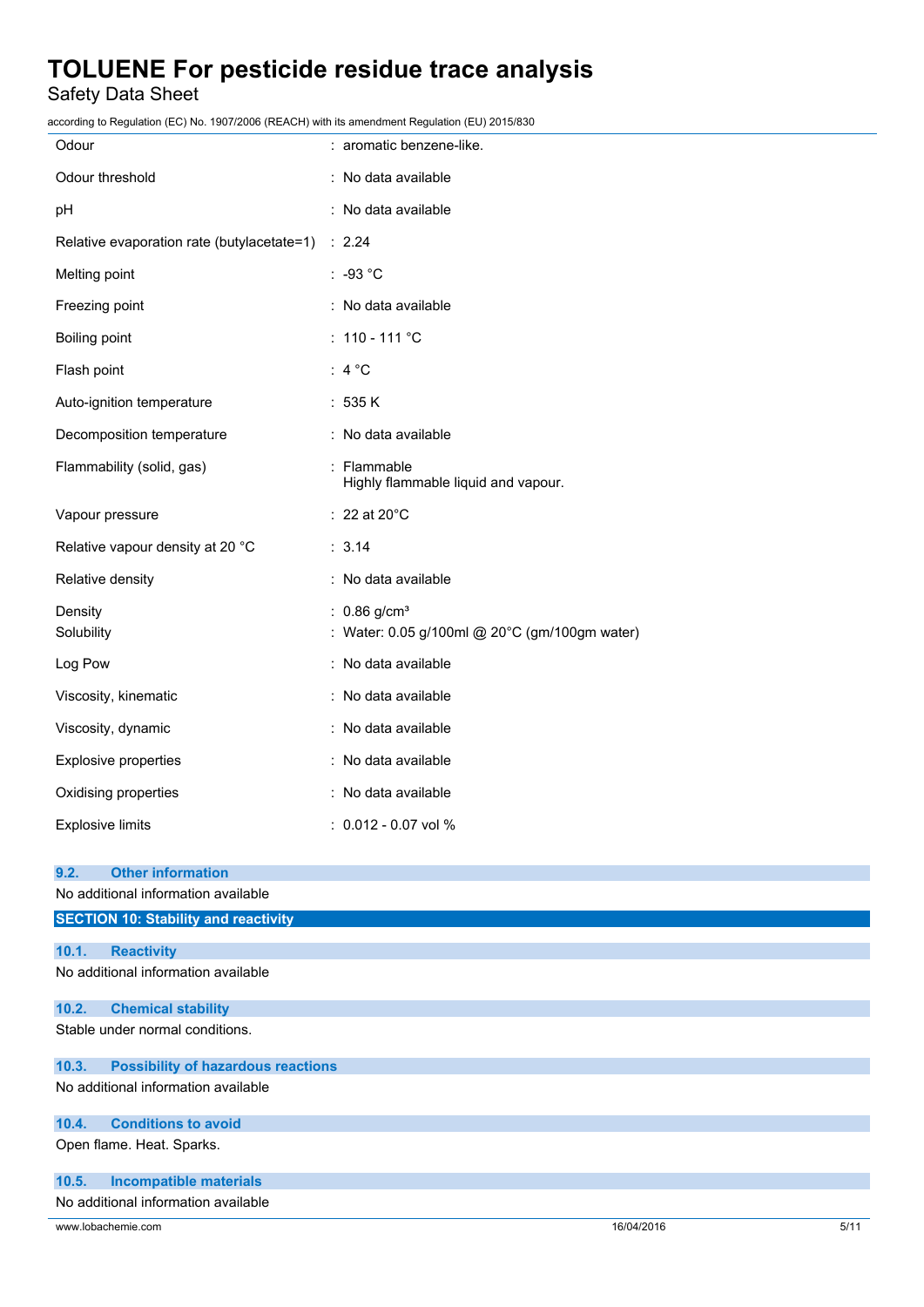| | |
|---|---|
| Odour | : aromatic benzene-like. |
| Odour threshold | : No data available |
| pH | : No data available |
| Relative evaporation rate (butylacetate=1) | : 2.24 |
| Melting point | : -93 °C |
| Freezing point | : No data available |
| Boiling point | : 110 - 111 °C |
| Flash point | : 4 °C |
| Auto-ignition temperature | : 535 K |
| Decomposition temperature | : No data available |
| Flammability (solid, gas) | : Flammable<br>Highly flammable liquid and vapour. |
| Vapour pressure | : 22 at 20°C |
| Relative vapour density at 20 °C | : 3.14 |
| Relative density | : No data available |
| Density | : 0.86 g/cm³ |
| Solubility | : Water: 0.05 g/100ml @ 20°C (gm/100gm water) |
| Log Pow | : No data available |
| Viscosity, kinematic | : No data available |
| Viscosity, dynamic | : No data available |
| Explosive properties | : No data available |
| Oxidising properties | : No data available |
| Explosive limits | : 0.012 - 0.07 vol % |

### 9.2. Other information

No additional information available

## SECTION 10: Stability and reactivity

### 10.1. Reactivity

No additional information available

### 10.2. Chemical stability

Stable under normal conditions.

### 10.3. Possibility of hazardous reactions

No additional information available

### 10.4. Conditions to avoid

Open flame. Heat. Sparks.

### 10.5. Incompatible materials

No additional information available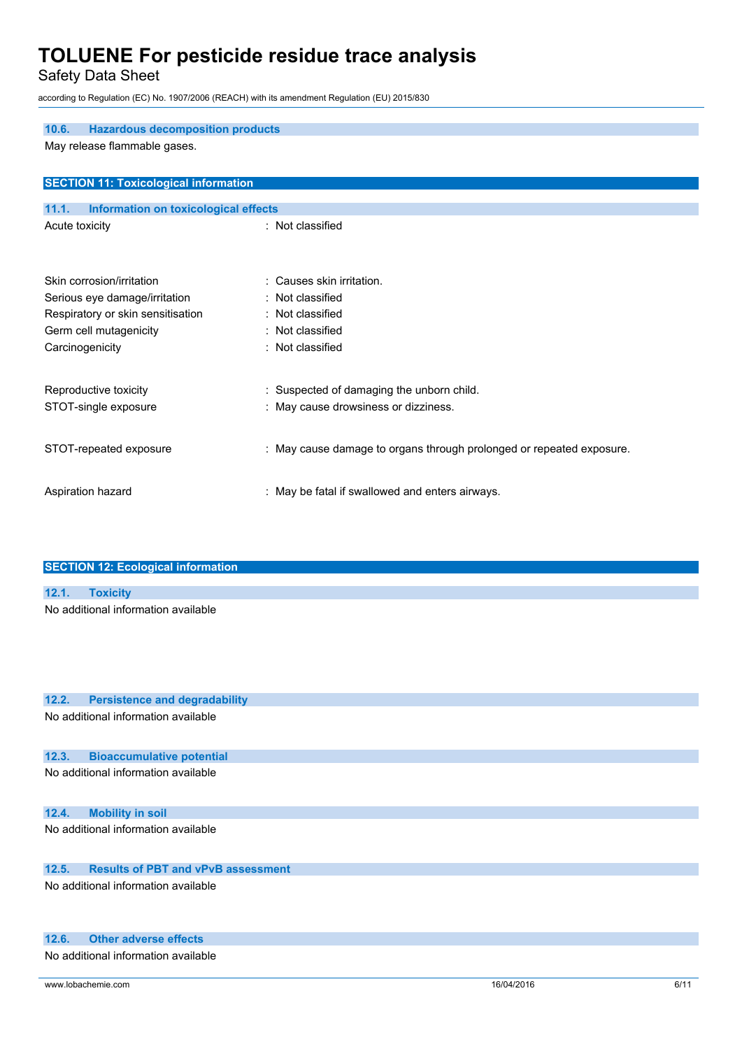### 10.6. Hazardous decomposition products

May release flammable gases.

## SECTION 11: Toxicological information

### 11.1. Information on toxicological effects

| | |
|---|---|
| Acute toxicity | : Not classified |
| Skin corrosion/irritation | : Causes skin irritation. |
| Serious eye damage/irritation | : Not classified |
| Respiratory or skin sensitisation | : Not classified |
| Germ cell mutagenicity | : Not classified |
| Carcinogenicity | : Not classified |
| Reproductive toxicity | : Suspected of damaging the unborn child. |
| STOT-single exposure | : May cause drowsiness or dizziness. |
| STOT-repeated exposure | : May cause damage to organs through prolonged or repeated exposure. |
| Aspiration hazard | : May be fatal if swallowed and enters airways. |

## SECTION 12: Ecological information

### 12.1. Toxicity

No additional information available

### 12.2. Persistence and degradability

No additional information available

### 12.3. Bioaccumulative potential

No additional information available

### 12.4. Mobility in soil

No additional information available

### 12.5. Results of PBT and vPvB assessment

No additional information available

### 12.6. Other adverse effects

No additional information available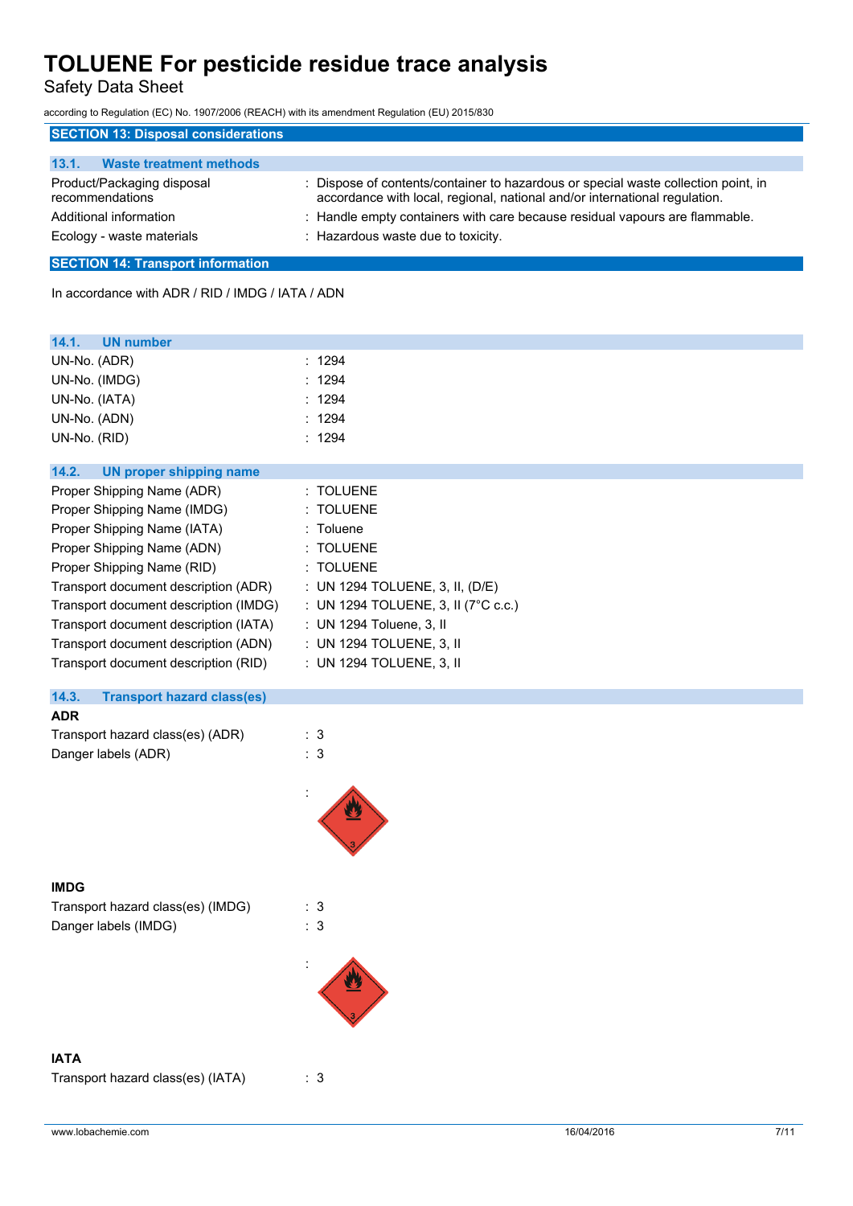## SECTION 13: Disposal considerations

### 13.1. Waste treatment methods

| | |
|---|---|
| Product/Packaging disposal recommendations | : Dispose of contents/container to hazardous or special waste collection point, in accordance with local, regional, national and/or international regulation. |
| Additional information | : Handle empty containers with care because residual vapours are flammable. |
| Ecology - waste materials | : Hazardous waste due to toxicity. |

## SECTION 14: Transport information

In accordance with ADR / RID / IMDG / IATA / ADN

### 14.1. UN number

| | |
|---|---|
| UN-No. (ADR) | : 1294 |
| UN-No. (IMDG) | : 1294 |
| UN-No. (IATA) | : 1294 |
| UN-No. (ADN) | : 1294 |
| UN-No. (RID) | : 1294 |

### 14.2. UN proper shipping name

| | |
|---|---|
| Proper Shipping Name (ADR) | : TOLUENE |
| Proper Shipping Name (IMDG) | : TOLUENE |
| Proper Shipping Name (IATA) | : Toluene |
| Proper Shipping Name (ADN) | : TOLUENE |
| Proper Shipping Name (RID) | : TOLUENE |
| Transport document description (ADR) | : UN 1294 TOLUENE, 3, II, (D/E) |
| Transport document description (IMDG) | : UN 1294 TOLUENE, 3, II (7°C c.c.) |
| Transport document description (IATA) | : UN 1294 Toluene, 3, II |
| Transport document description (ADN) | : UN 1294 TOLUENE, 3, II |
| Transport document description (RID) | : UN 1294 TOLUENE, 3, II |

### 14.3. Transport hazard class(es)

**ADR**

| | |
|---|---|
| Transport hazard class(es) (ADR) | : 3 |
| Danger labels (ADR) | : 3 |

:

**IMDG**

| | |
|---|---|
| Transport hazard class(es) (IMDG) | : 3 |
| Danger labels (IMDG) | : 3 |

:

**IATA**

| | |
|---|---|
| Transport hazard class(es) (IATA) | : 3 |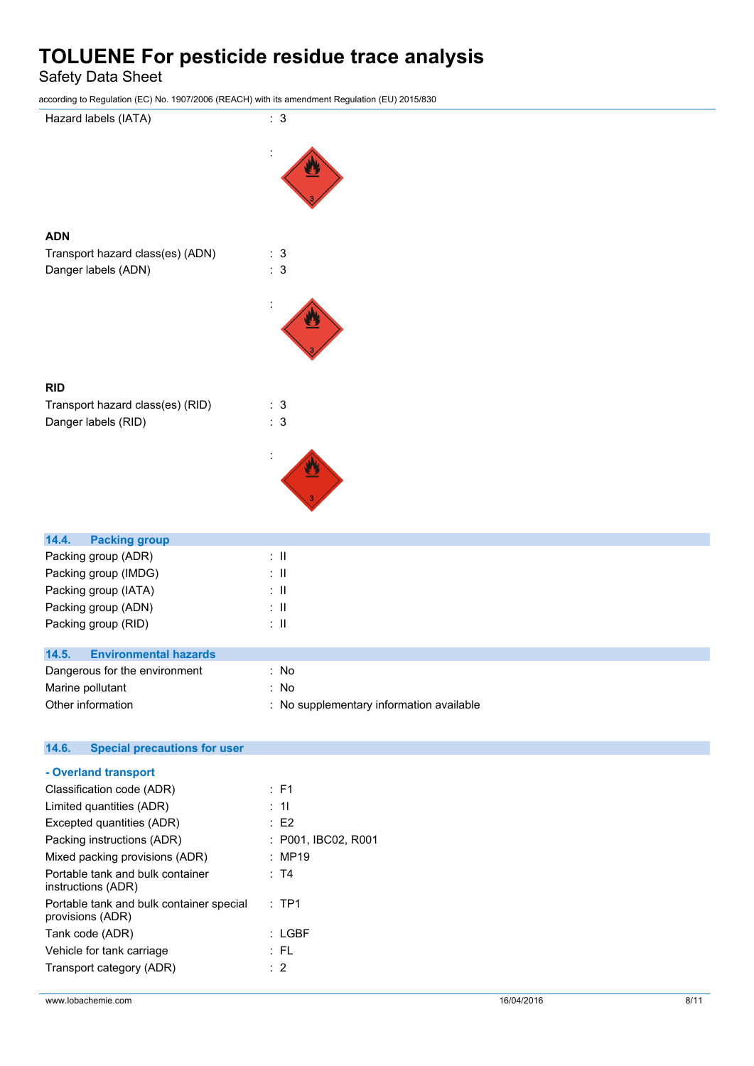Hazard labels (IATA) : 3

:

**ADN**

Transport hazard class(es) (ADN) : 3

Danger labels (ADN) : 3

:

**RID**

Transport hazard class(es) (RID) : 3

Danger labels (RID) : 3

:

## 14.4. Packing group

Packing group (ADR) : II

Packing group (IMDG) : II

Packing group (IATA) : II

Packing group (ADN) : II

Packing group (RID) : II

## 14.5. Environmental hazards

Dangerous for the environment : No

Marine pollutant : No

Other information : No supplementary information available

## 14.6. Special precautions for user

### - Overland transport

Classification code (ADR) : F1

Limited quantities (ADR) : 1l

Excepted quantities (ADR) : E2

Packing instructions (ADR) : P001, IBC02, R001

Mixed packing provisions (ADR) : MP19

Portable tank and bulk container instructions (ADR) : T4

Portable tank and bulk container special provisions (ADR) : TP1

Tank code (ADR) : LGBF

Vehicle for tank carriage : FL

Transport category (ADR) : 2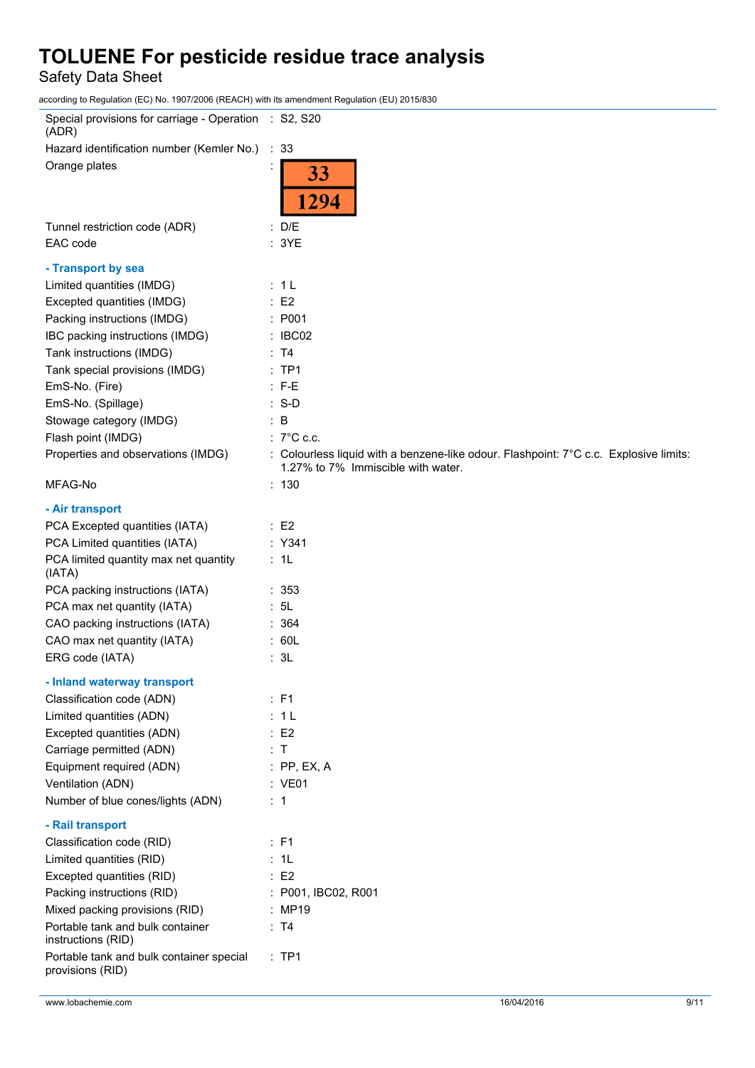| | |
|---|---|
| Special provisions for carriage - Operation (ADR) | : S2, S20 |
| Hazard identification number (Kemler No.) | : 33 |
| Orange plates | : 33 / 1294 |
| Tunnel restriction code (ADR) | : D/E |
| EAC code | : 3YE |

**- Transport by sea**

| | |
|---|---|
| Limited quantities (IMDG) | : 1 L |
| Excepted quantities (IMDG) | : E2 |
| Packing instructions (IMDG) | : P001 |
| IBC packing instructions (IMDG) | : IBC02 |
| Tank instructions (IMDG) | : T4 |
| Tank special provisions (IMDG) | : TP1 |
| EmS-No. (Fire) | : F-E |
| EmS-No. (Spillage) | : S-D |
| Stowage category (IMDG) | : B |
| Flash point (IMDG) | : 7°C c.c. |
| Properties and observations (IMDG) | : Colourless liquid with a benzene-like odour. Flashpoint: 7°C c.c. Explosive limits: 1.27% to 7% Immiscible with water. |
| MFAG-No | : 130 |

**- Air transport**

| | |
|---|---|
| PCA Excepted quantities (IATA) | : E2 |
| PCA Limited quantities (IATA) | : Y341 |
| PCA limited quantity max net quantity (IATA) | : 1L |
| PCA packing instructions (IATA) | : 353 |
| PCA max net quantity (IATA) | : 5L |
| CAO packing instructions (IATA) | : 364 |
| CAO max net quantity (IATA) | : 60L |
| ERG code (IATA) | : 3L |

**- Inland waterway transport**

| | |
|---|---|
| Classification code (ADN) | : F1 |
| Limited quantities (ADN) | : 1 L |
| Excepted quantities (ADN) | : E2 |
| Carriage permitted (ADN) | : T |
| Equipment required (ADN) | : PP, EX, A |
| Ventilation (ADN) | : VE01 |
| Number of blue cones/lights (ADN) | : 1 |

**- Rail transport**

| | |
|---|---|
| Classification code (RID) | : F1 |
| Limited quantities (RID) | : 1L |
| Excepted quantities (RID) | : E2 |
| Packing instructions (RID) | : P001, IBC02, R001 |
| Mixed packing provisions (RID) | : MP19 |
| Portable tank and bulk container instructions (RID) | : T4 |
| Portable tank and bulk container special provisions (RID) | : TP1 |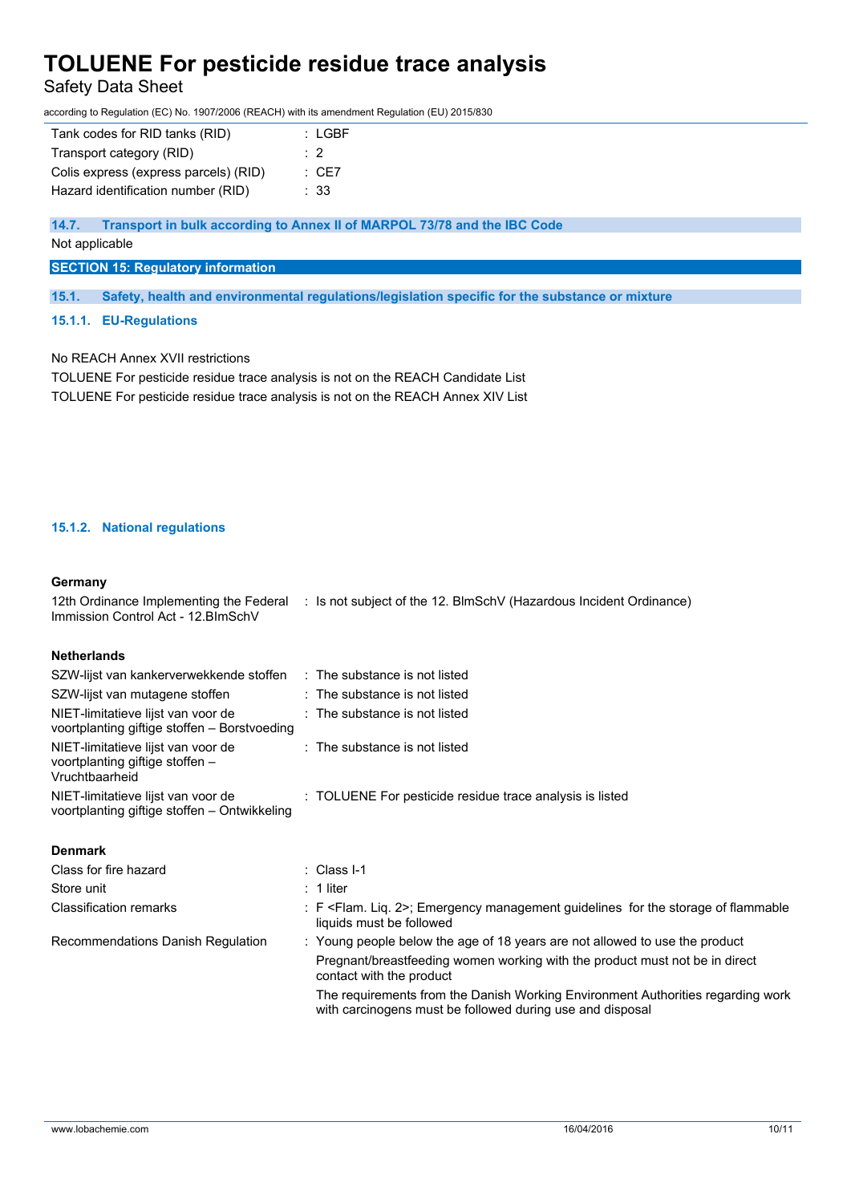| | |
|---|---|
| Tank codes for RID tanks (RID) | : LGBF |
| Transport category (RID) | : 2 |
| Colis express (express parcels) (RID) | : CE7 |
| Hazard identification number (RID) | : 33 |

### 14.7. Transport in bulk according to Annex II of MARPOL 73/78 and the IBC Code

Not applicable

## SECTION 15: Regulatory information

### 15.1. Safety, health and environmental regulations/legislation specific for the substance or mixture

#### 15.1.1. EU-Regulations

No REACH Annex XVII restrictions

TOLUENE For pesticide residue trace analysis is not on the REACH Candidate List

TOLUENE For pesticide residue trace analysis is not on the REACH Annex XIV List

#### 15.1.2. National regulations

**Germany**

| | |
|---|---|
| 12th Ordinance Implementing the Federal Immission Control Act - 12.BImSchV | : Is not subject of the 12. BlmSchV (Hazardous Incident Ordinance) |

**Netherlands**

| | |
|---|---|
| SZW-lijst van kankerverwekkende stoffen | : The substance is not listed |
| SZW-lijst van mutagene stoffen | : The substance is not listed |
| NIET-limitatieve lijst van voor de voortplanting giftige stoffen – Borstvoeding | : The substance is not listed |
| NIET-limitatieve lijst van voor de voortplanting giftige stoffen – Vruchtbaarheid | : The substance is not listed |
| NIET-limitatieve lijst van voor de voortplanting giftige stoffen – Ontwikkeling | : TOLUENE For pesticide residue trace analysis is listed |

**Denmark**

| | |
|---|---|
| Class for fire hazard | : Class I-1 |
| Store unit | : 1 liter |
| Classification remarks | : F <Flam. Liq. 2>; Emergency management guidelines for the storage of flammable liquids must be followed |
| Recommendations Danish Regulation | : Young people below the age of 18 years are not allowed to use the product<br>Pregnant/breastfeeding women working with the product must not be in direct contact with the product<br>The requirements from the Danish Working Environment Authorities regarding work with carcinogens must be followed during use and disposal |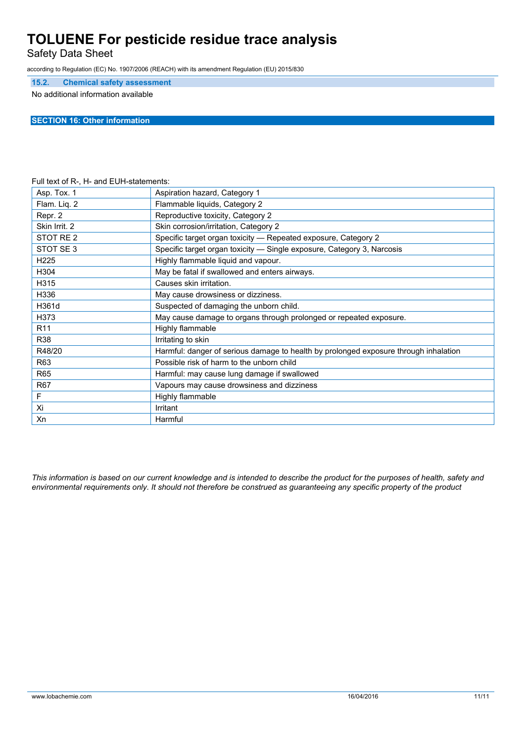### 15.2. Chemical safety assessment

No additional information available

## SECTION 16: Other information

Full text of R-, H- and EUH-statements:

| | |
|---|---|
| Asp. Tox. 1 | Aspiration hazard, Category 1 |
| Flam. Liq. 2 | Flammable liquids, Category 2 |
| Repr. 2 | Reproductive toxicity, Category 2 |
| Skin Irrit. 2 | Skin corrosion/irritation, Category 2 |
| STOT RE 2 | Specific target organ toxicity — Repeated exposure, Category 2 |
| STOT SE 3 | Specific target organ toxicity — Single exposure, Category 3, Narcosis |
| H225 | Highly flammable liquid and vapour. |
| H304 | May be fatal if swallowed and enters airways. |
| H315 | Causes skin irritation. |
| H336 | May cause drowsiness or dizziness. |
| H361d | Suspected of damaging the unborn child. |
| H373 | May cause damage to organs through prolonged or repeated exposure. |
| R11 | Highly flammable |
| R38 | Irritating to skin |
| R48/20 | Harmful: danger of serious damage to health by prolonged exposure through inhalation |
| R63 | Possible risk of harm to the unborn child |
| R65 | Harmful: may cause lung damage if swallowed |
| R67 | Vapours may cause drowsiness and dizziness |
| F | Highly flammable |
| Xi | Irritant |
| Xn | Harmful |

*This information is based on our current knowledge and is intended to describe the product for the purposes of health, safety and environmental requirements only. It should not therefore be construed as guaranteeing any specific property of the product*